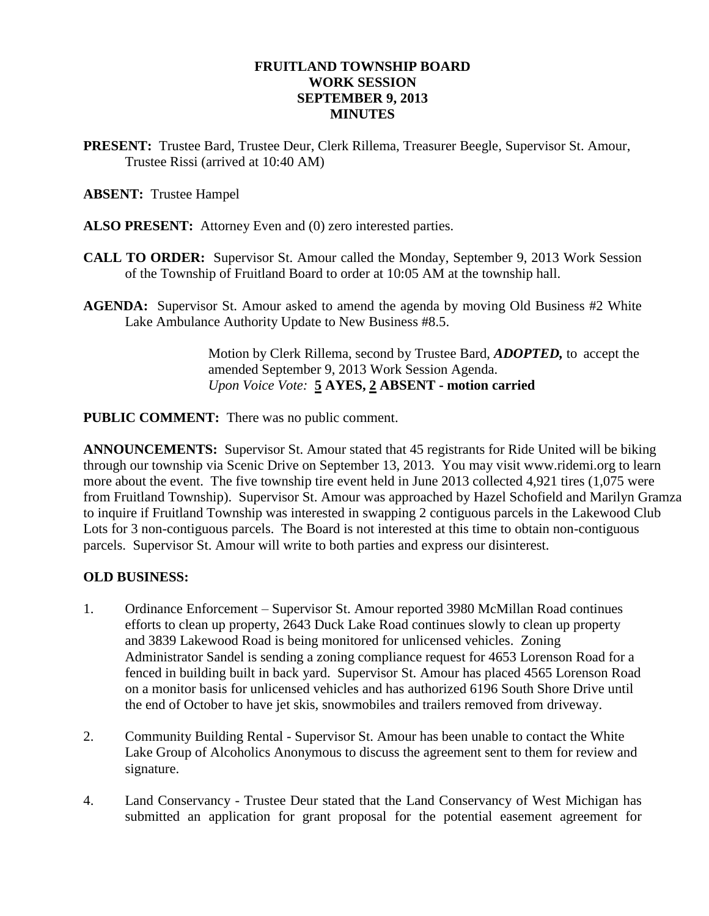# FRUITLAND TOWNSHIP BOARD
## WORK SESSION
## SEPTEMBER 9, 2013
## MINUTES

**PRESENT:** Trustee Bard, Trustee Deur, Clerk Rillema, Treasurer Beegle, Supervisor St. Amour, Trustee Rissi (arrived at 10:40 AM)

**ABSENT:** Trustee Hampel

**ALSO PRESENT:** Attorney Even and (0) zero interested parties.

**CALL TO ORDER:** Supervisor St. Amour called the Monday, September 9, 2013 Work Session of the Township of Fruitland Board to order at 10:05 AM at the township hall.

**AGENDA:** Supervisor St. Amour asked to amend the agenda by moving Old Business #2 White Lake Ambulance Authority Update to New Business #8.5.

> Motion by Clerk Rillema, second by Trustee Bard, ***ADOPTED,*** to accept the amended September 9, 2013 Work Session Agenda.
> *Upon Voice Vote:* **5 AYES, 2 ABSENT - motion carried**

**PUBLIC COMMENT:** There was no public comment.

**ANNOUNCEMENTS:** Supervisor St. Amour stated that 45 registrants for Ride United will be biking through our township via Scenic Drive on September 13, 2013. You may visit www.ridemi.org to learn more about the event. The five township tire event held in June 2013 collected 4,921 tires (1,075 were from Fruitland Township). Supervisor St. Amour was approached by Hazel Schofield and Marilyn Gramza to inquire if Fruitland Township was interested in swapping 2 contiguous parcels in the Lakewood Club Lots for 3 non-contiguous parcels. The Board is not interested at this time to obtain non-contiguous parcels. Supervisor St. Amour will write to both parties and express our disinterest.

**OLD BUSINESS:**

1. Ordinance Enforcement – Supervisor St. Amour reported 3980 McMillan Road continues efforts to clean up property, 2643 Duck Lake Road continues slowly to clean up property and 3839 Lakewood Road is being monitored for unlicensed vehicles. Zoning Administrator Sandel is sending a zoning compliance request for 4653 Lorenson Road for a fenced in building built in back yard. Supervisor St. Amour has placed 4565 Lorenson Road on a monitor basis for unlicensed vehicles and has authorized 6196 South Shore Drive until the end of October to have jet skis, snowmobiles and trailers removed from driveway.

2. Community Building Rental - Supervisor St. Amour has been unable to contact the White Lake Group of Alcoholics Anonymous to discuss the agreement sent to them for review and signature.

4. Land Conservancy - Trustee Deur stated that the Land Conservancy of West Michigan has submitted an application for grant proposal for the potential easement agreement for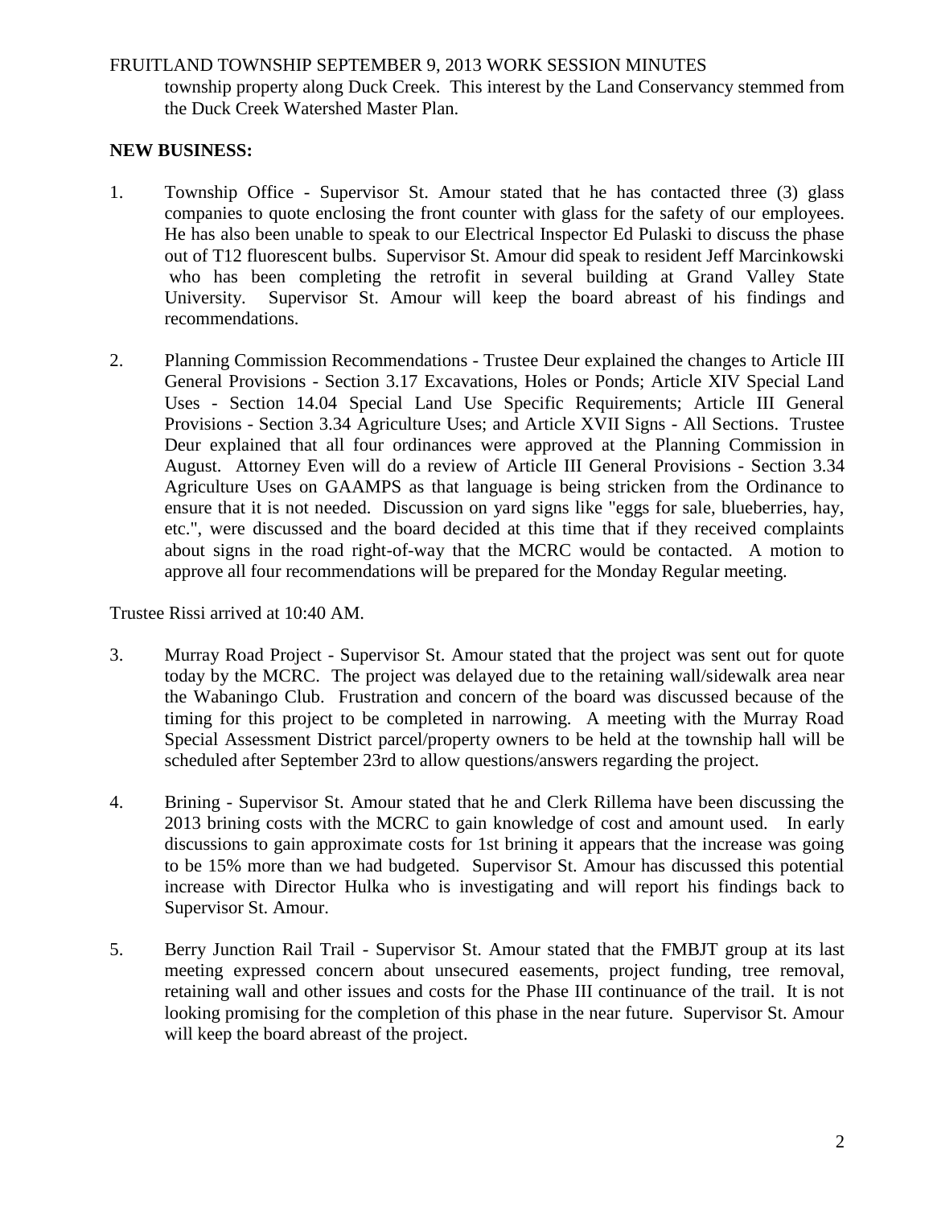township property along Duck Creek. This interest by the Land Conservancy stemmed from the Duck Creek Watershed Master Plan.

**NEW BUSINESS:**

1. Township Office - Supervisor St. Amour stated that he has contacted three (3) glass companies to quote enclosing the front counter with glass for the safety of our employees. He has also been unable to speak to our Electrical Inspector Ed Pulaski to discuss the phase out of T12 fluorescent bulbs. Supervisor St. Amour did speak to resident Jeff Marcinkowski who has been completing the retrofit in several building at Grand Valley State University. Supervisor St. Amour will keep the board abreast of his findings and recommendations.

2. Planning Commission Recommendations - Trustee Deur explained the changes to Article III General Provisions - Section 3.17 Excavations, Holes or Ponds; Article XIV Special Land Uses - Section 14.04 Special Land Use Specific Requirements; Article III General Provisions - Section 3.34 Agriculture Uses; and Article XVII Signs - All Sections. Trustee Deur explained that all four ordinances were approved at the Planning Commission in August. Attorney Even will do a review of Article III General Provisions - Section 3.34 Agriculture Uses on GAAMPS as that language is being stricken from the Ordinance to ensure that it is not needed. Discussion on yard signs like "eggs for sale, blueberries, hay, etc.", were discussed and the board decided at this time that if they received complaints about signs in the road right-of-way that the MCRC would be contacted. A motion to approve all four recommendations will be prepared for the Monday Regular meeting.

Trustee Rissi arrived at 10:40 AM.

3. Murray Road Project - Supervisor St. Amour stated that the project was sent out for quote today by the MCRC. The project was delayed due to the retaining wall/sidewalk area near the Wabaningo Club. Frustration and concern of the board was discussed because of the timing for this project to be completed in narrowing. A meeting with the Murray Road Special Assessment District parcel/property owners to be held at the township hall will be scheduled after September 23rd to allow questions/answers regarding the project.

4. Brining - Supervisor St. Amour stated that he and Clerk Rillema have been discussing the 2013 brining costs with the MCRC to gain knowledge of cost and amount used. In early discussions to gain approximate costs for 1st brining it appears that the increase was going to be 15% more than we had budgeted. Supervisor St. Amour has discussed this potential increase with Director Hulka who is investigating and will report his findings back to Supervisor St. Amour.

5. Berry Junction Rail Trail - Supervisor St. Amour stated that the FMBJT group at its last meeting expressed concern about unsecured easements, project funding, tree removal, retaining wall and other issues and costs for the Phase III continuance of the trail. It is not looking promising for the completion of this phase in the near future. Supervisor St. Amour will keep the board abreast of the project.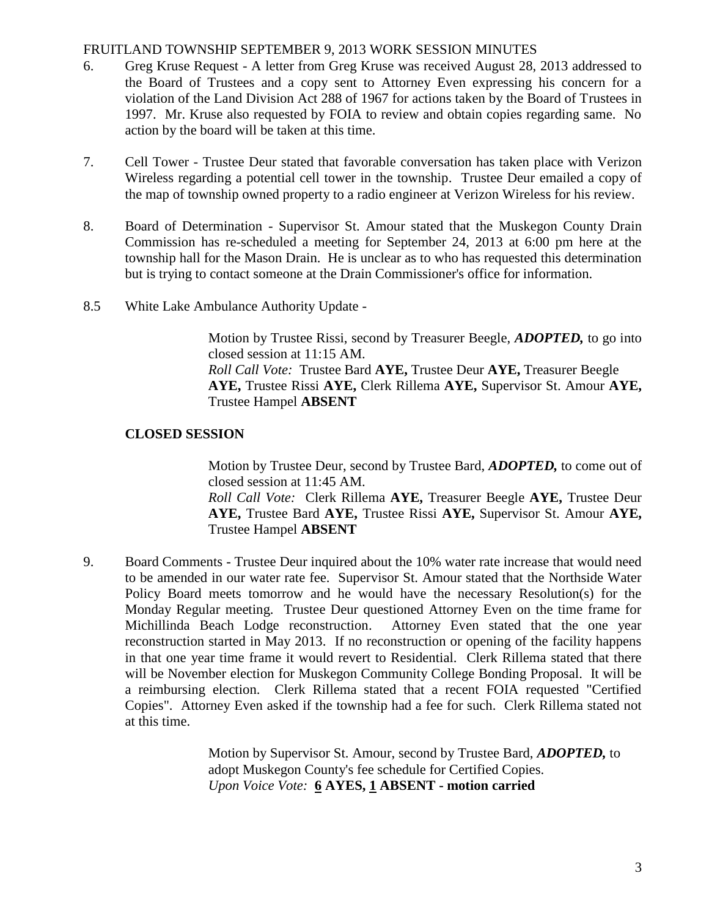6. Greg Kruse Request - A letter from Greg Kruse was received August 28, 2013 addressed to the Board of Trustees and a copy sent to Attorney Even expressing his concern for a violation of the Land Division Act 288 of 1967 for actions taken by the Board of Trustees in 1997. Mr. Kruse also requested by FOIA to review and obtain copies regarding same. No action by the board will be taken at this time.

7. Cell Tower - Trustee Deur stated that favorable conversation has taken place with Verizon Wireless regarding a potential cell tower in the township. Trustee Deur emailed a copy of the map of township owned property to a radio engineer at Verizon Wireless for his review.

8. Board of Determination - Supervisor St. Amour stated that the Muskegon County Drain Commission has re-scheduled a meeting for September 24, 2013 at 6:00 pm here at the township hall for the Mason Drain. He is unclear as to who has requested this determination but is trying to contact someone at the Drain Commissioner's office for information.

8.5 White Lake Ambulance Authority Update -

> Motion by Trustee Rissi, second by Treasurer Beegle, ***ADOPTED,*** to go into closed session at 11:15 AM.
> *Roll Call Vote:* Trustee Bard **AYE,** Trustee Deur **AYE,** Treasurer Beegle **AYE,** Trustee Rissi **AYE,** Clerk Rillema **AYE,** Supervisor St. Amour **AYE,** Trustee Hampel **ABSENT**

**CLOSED SESSION**

> Motion by Trustee Deur, second by Trustee Bard, ***ADOPTED,*** to come out of closed session at 11:45 AM.
> *Roll Call Vote:* Clerk Rillema **AYE,** Treasurer Beegle **AYE,** Trustee Deur **AYE,** Trustee Bard **AYE,** Trustee Rissi **AYE,** Supervisor St. Amour **AYE,** Trustee Hampel **ABSENT**

9. Board Comments - Trustee Deur inquired about the 10% water rate increase that would need to be amended in our water rate fee. Supervisor St. Amour stated that the Northside Water Policy Board meets tomorrow and he would have the necessary Resolution(s) for the Monday Regular meeting. Trustee Deur questioned Attorney Even on the time frame for Michillinda Beach Lodge reconstruction. Attorney Even stated that the one year reconstruction started in May 2013. If no reconstruction or opening of the facility happens in that one year time frame it would revert to Residential. Clerk Rillema stated that there will be November election for Muskegon Community College Bonding Proposal. It will be a reimbursing election. Clerk Rillema stated that a recent FOIA requested "Certified Copies". Attorney Even asked if the township had a fee for such. Clerk Rillema stated not at this time.

> Motion by Supervisor St. Amour, second by Trustee Bard, ***ADOPTED,*** to adopt Muskegon County's fee schedule for Certified Copies.
> *Upon Voice Vote:* **6 AYES, 1 ABSENT - motion carried**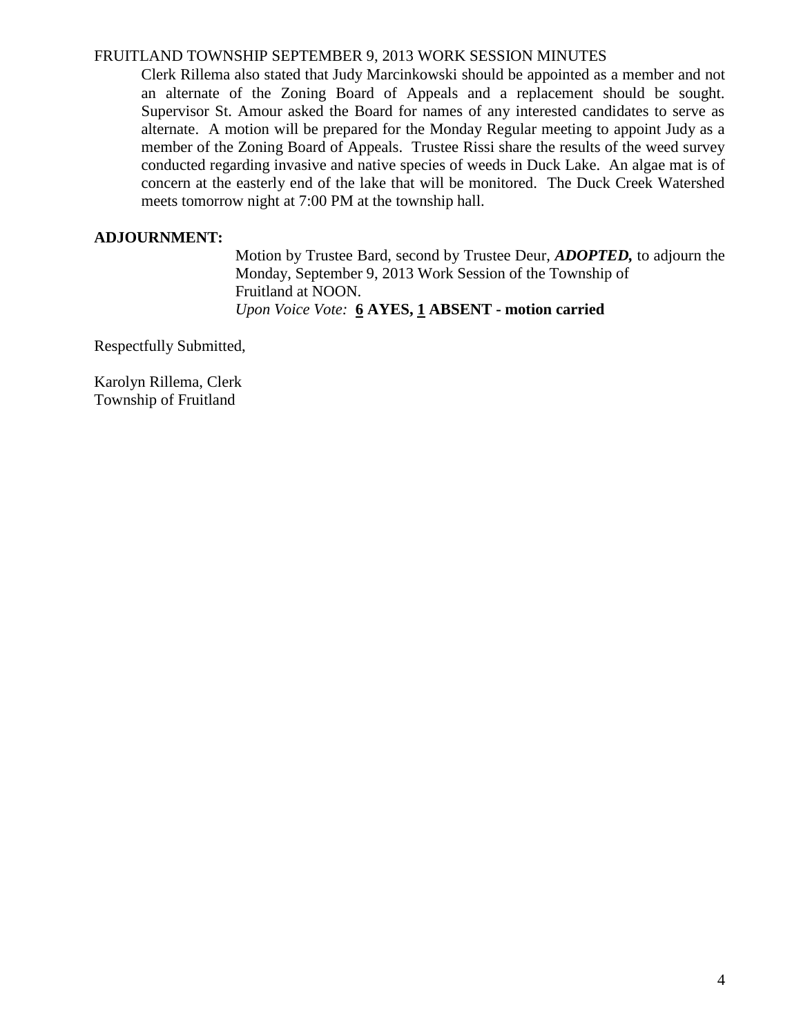Clerk Rillema also stated that Judy Marcinkowski should be appointed as a member and not an alternate of the Zoning Board of Appeals and a replacement should be sought. Supervisor St. Amour asked the Board for names of any interested candidates to serve as alternate. A motion will be prepared for the Monday Regular meeting to appoint Judy as a member of the Zoning Board of Appeals. Trustee Rissi share the results of the weed survey conducted regarding invasive and native species of weeds in Duck Lake. An algae mat is of concern at the easterly end of the lake that will be monitored. The Duck Creek Watershed meets tomorrow night at 7:00 PM at the township hall.

**ADJOURNMENT:**

Motion by Trustee Bard, second by Trustee Deur, ***ADOPTED,*** to adjourn the Monday, September 9, 2013 Work Session of the Township of Fruitland at NOON.
*Upon Voice Vote:* **6 AYES, 1 ABSENT - motion carried**

Respectfully Submitted,

Karolyn Rillema, Clerk
Township of Fruitland